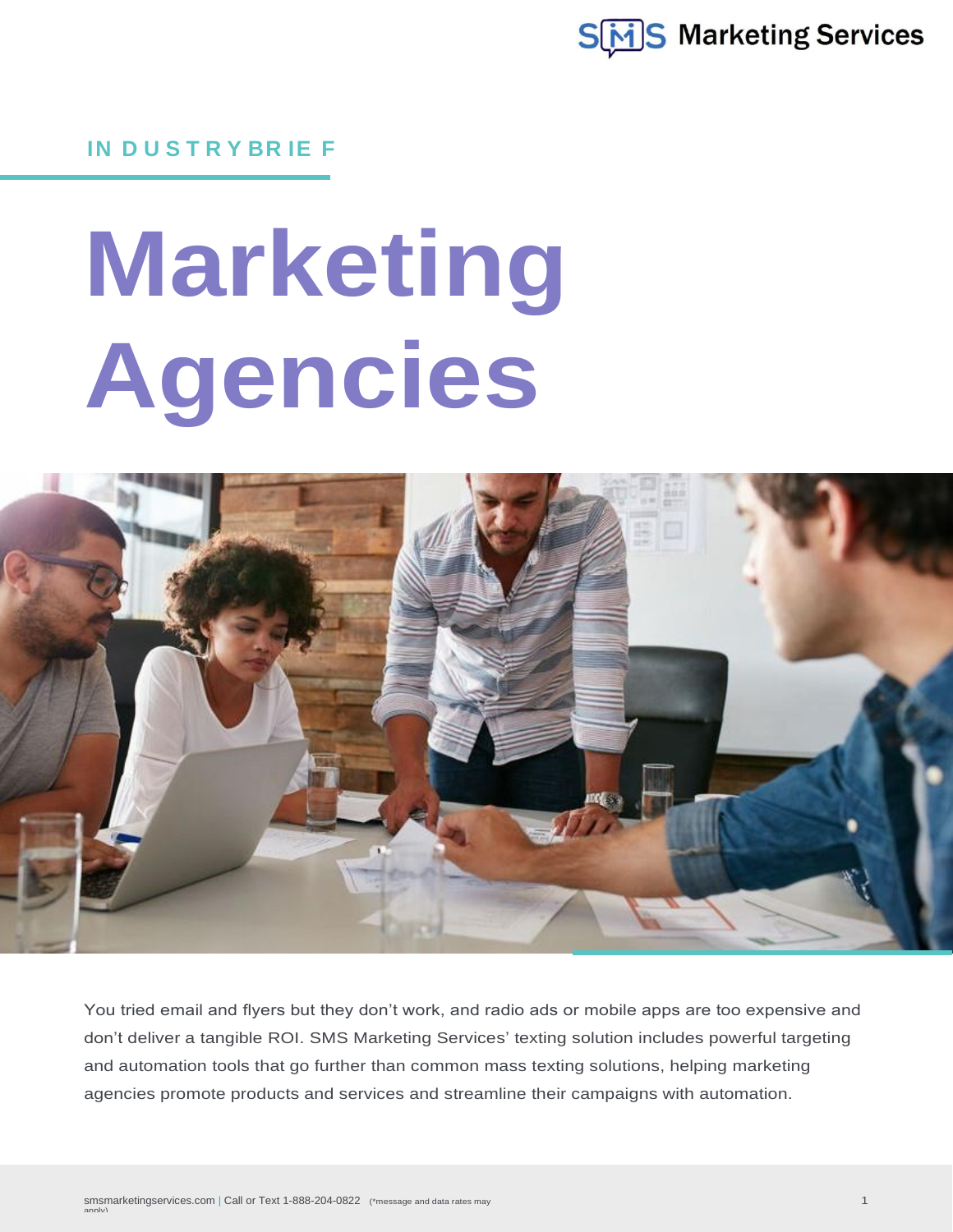INDUSTRY BRIEF

# Marketing Agencies

You tried email and flyers but they don't work, and radio ads or mobile apps are too expensive and don't deliver a tangible ROI. SMS Marketing Services' texting solution includes powerful targeting and automation tools that go further than common mass texting solutions, helping marketing agencies promote products and services and streamline their campaigns with automation.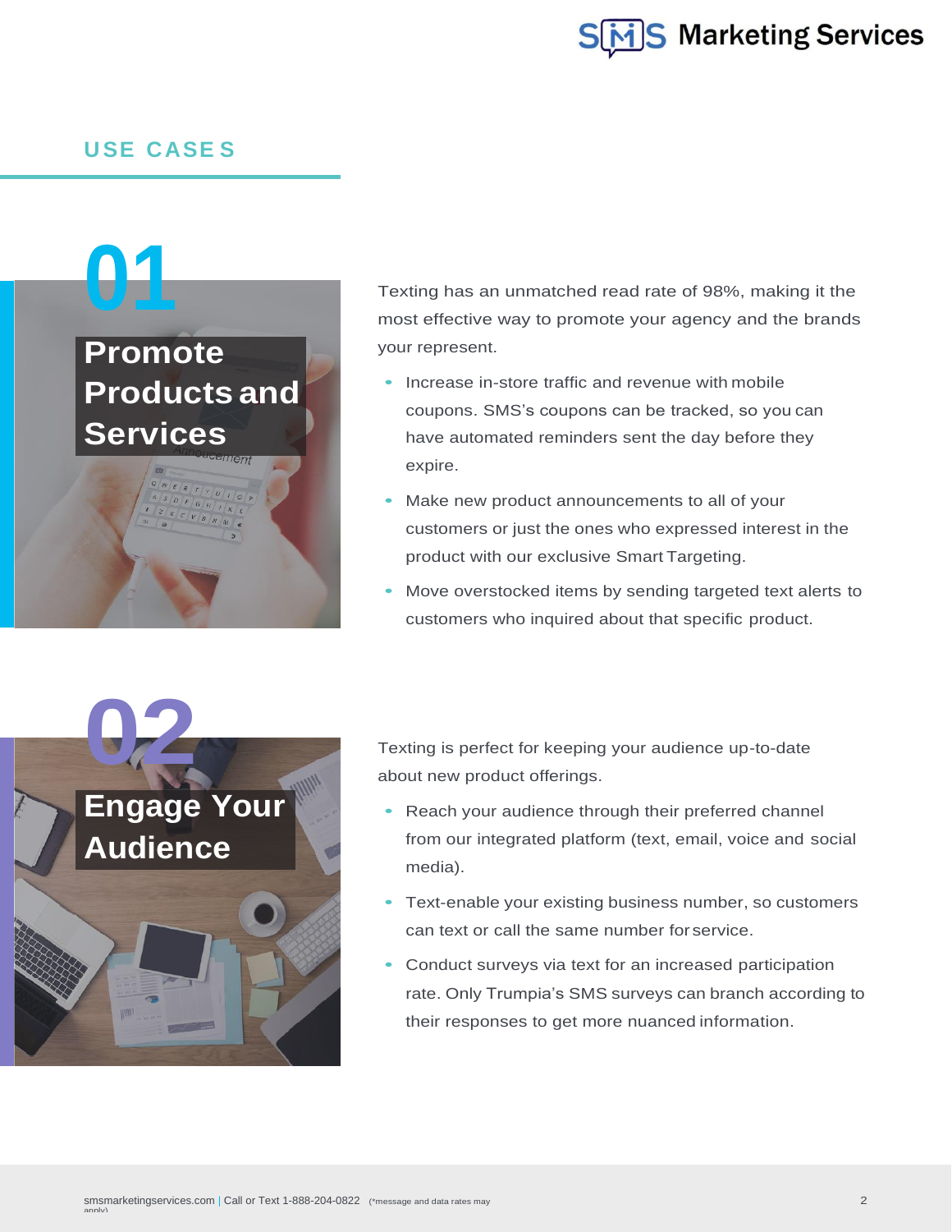## USE CASES

### 01 Promote Products and Services

Texting has an unmatched read rate of 98%, making it the most effective way to promote your agency and the brands your represent.

- Increase in-store traffic and revenue with mobile coupons. SMS's coupons can be tracked, so you can have automated reminders sent the day before they expire.
- Make new product announcements to all of your customers or just the ones who expressed interest in the product with our exclusive Smart Targeting.
- Move overstocked items by sending targeted text alerts to customers who inquired about that specific product.

### 02 Engage Your Audience

Texting is perfect for keeping your audience up-to-date about new product offerings.

- Reach your audience through their preferred channel from our integrated platform (text, email, voice and social media).
- Text-enable your existing business number, so customers can text or call the same number for service.
- Conduct surveys via text for an increased participation rate. Only Trumpia's SMS surveys can branch according to their responses to get more nuanced information.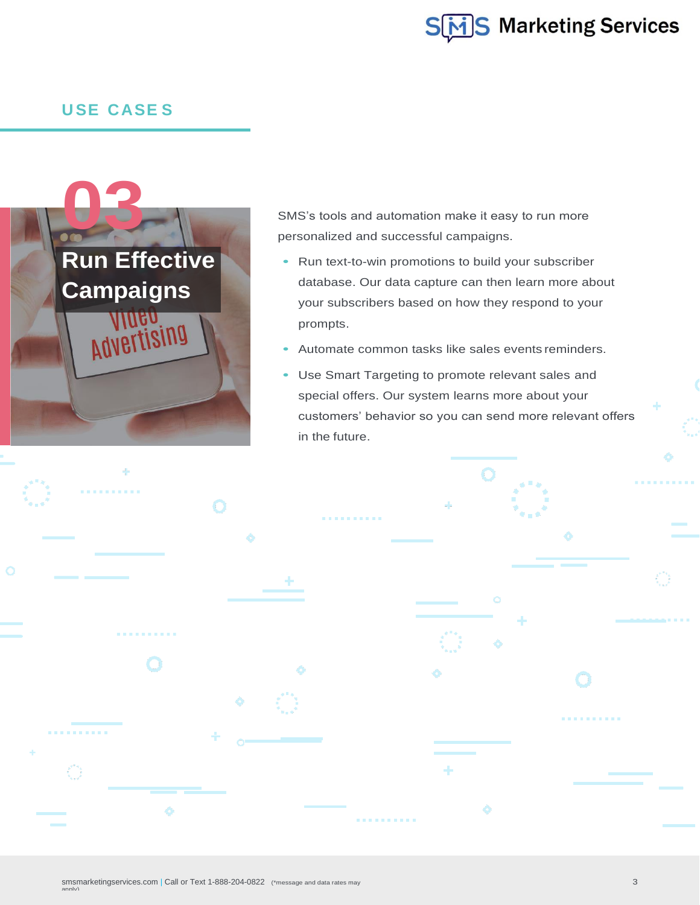## USE CASES

# 03

## Run Effective Campaigns

SMS's tools and automation make it easy to run more personalized and successful campaigns.

- Run text-to-win promotions to build your subscriber database. Our data capture can then learn more about your subscribers based on how they respond to your prompts.
- Automate common tasks like sales events reminders.
- Use Smart Targeting to promote relevant sales and special offers. Our system learns more about your customers' behavior so you can send more relevant offers in the future.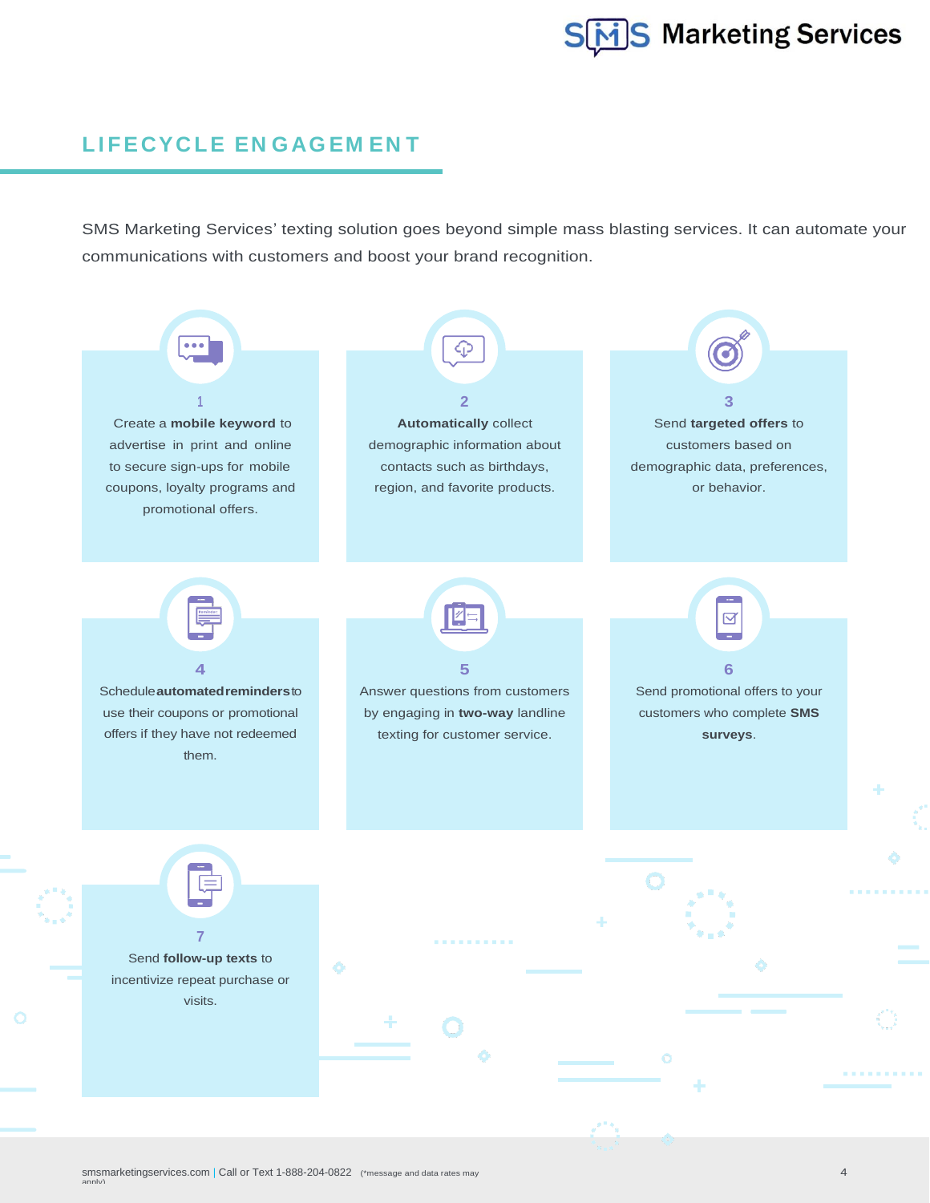## LIFECYCLE ENGAGEMENT

SMS Marketing Services' texting solution goes beyond simple mass blasting services. It can automate your communications with customers and boost your brand recognition.

**1**

Create a **mobile keyword** to advertise in print and online to secure sign-ups for mobile coupons, loyalty programs and promotional offers.

**2**

**Automatically** collect demographic information about contacts such as birthdays, region, and favorite products.

**3**

Send **targeted offers** to customers based on demographic data, preferences, or behavior.

**4**

Schedule **automated reminders** to use their coupons or promotional offers if they have not redeemed them.

**5**

Answer questions from customers by engaging in **two-way** landline texting for customer service.

**6**

Send promotional offers to your customers who complete **SMS surveys**.

**7**

Send **follow-up texts** to incentivize repeat purchase or visits.

smsmarketingservices.com | Call or Text 1-888-204-0822 (*message and data rates may apply)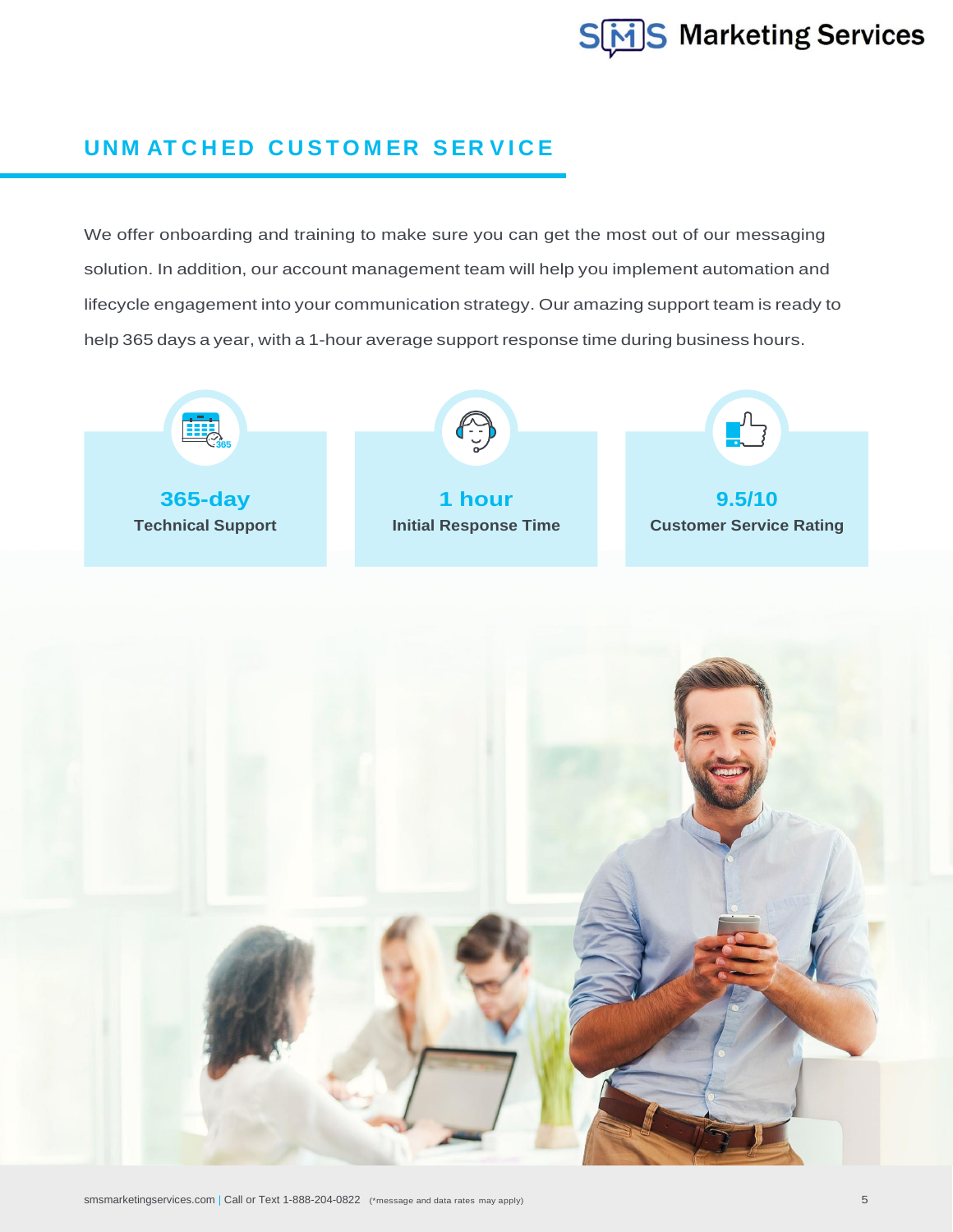## UNMATCHED CUSTOMER SERVICE

We offer onboarding and training to make sure you can get the most out of our messaging solution. In addition, our account management team will help you implement automation and lifecycle engagement into your communication strategy. Our amazing support team is ready to help 365 days a year, with a 1-hour average support response time during business hours.

**365-day**
**Technical Support**

**1 hour**
**Initial Response Time**

**9.5/10**
**Customer Service Rating**

smsmarketingservices.com | Call or Text 1-888-204-0822 (*message and data rates may apply)